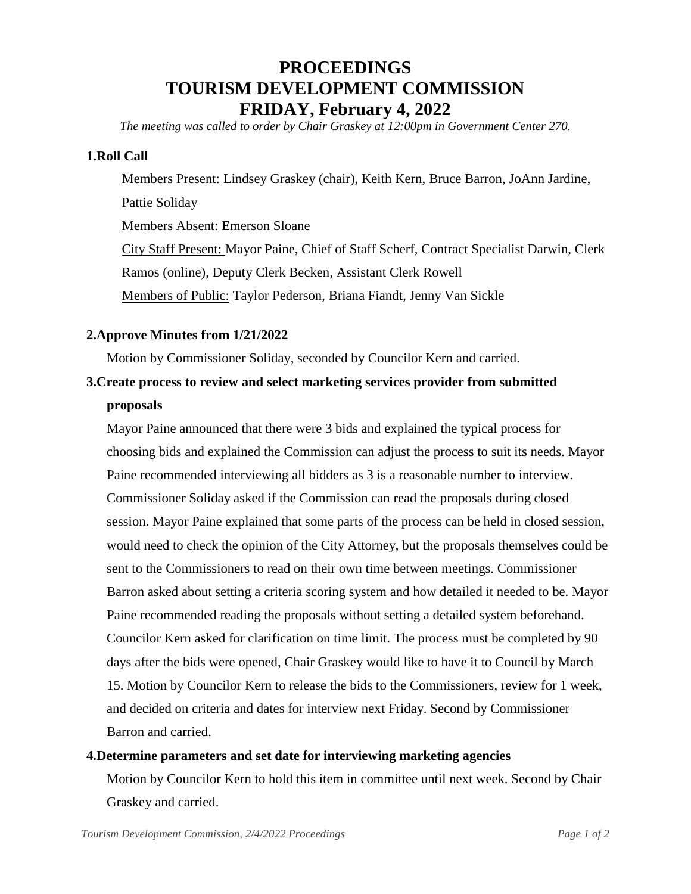# PROCEEDINGS
# TOURISM DEVELOPMENT COMMISSION
# FRIDAY, February 4, 2022

*The meeting was called to order by Chair Graskey at 12:00pm in Government Center 270.*

**1.Roll Call**

Members Present: Lindsey Graskey (chair), Keith Kern, Bruce Barron, JoAnn Jardine, Pattie Soliday

Members Absent: Emerson Sloane

City Staff Present: Mayor Paine, Chief of Staff Scherf, Contract Specialist Darwin, Clerk Ramos (online), Deputy Clerk Becken, Assistant Clerk Rowell

Members of Public: Taylor Pederson, Briana Fiandt, Jenny Van Sickle

**2.Approve Minutes from 1/21/2022**

Motion by Commissioner Soliday, seconded by Councilor Kern and carried.

**3.Create process to review and select marketing services provider from submitted proposals**

Mayor Paine announced that there were 3 bids and explained the typical process for choosing bids and explained the Commission can adjust the process to suit its needs. Mayor Paine recommended interviewing all bidders as 3 is a reasonable number to interview. Commissioner Soliday asked if the Commission can read the proposals during closed session. Mayor Paine explained that some parts of the process can be held in closed session, would need to check the opinion of the City Attorney, but the proposals themselves could be sent to the Commissioners to read on their own time between meetings. Commissioner Barron asked about setting a criteria scoring system and how detailed it needed to be. Mayor Paine recommended reading the proposals without setting a detailed system beforehand. Councilor Kern asked for clarification on time limit. The process must be completed by 90 days after the bids were opened, Chair Graskey would like to have it to Council by March 15. Motion by Councilor Kern to release the bids to the Commissioners, review for 1 week, and decided on criteria and dates for interview next Friday. Second by Commissioner Barron and carried.

**4.Determine parameters and set date for interviewing marketing agencies**

Motion by Councilor Kern to hold this item in committee until next week. Second by Chair Graskey and carried.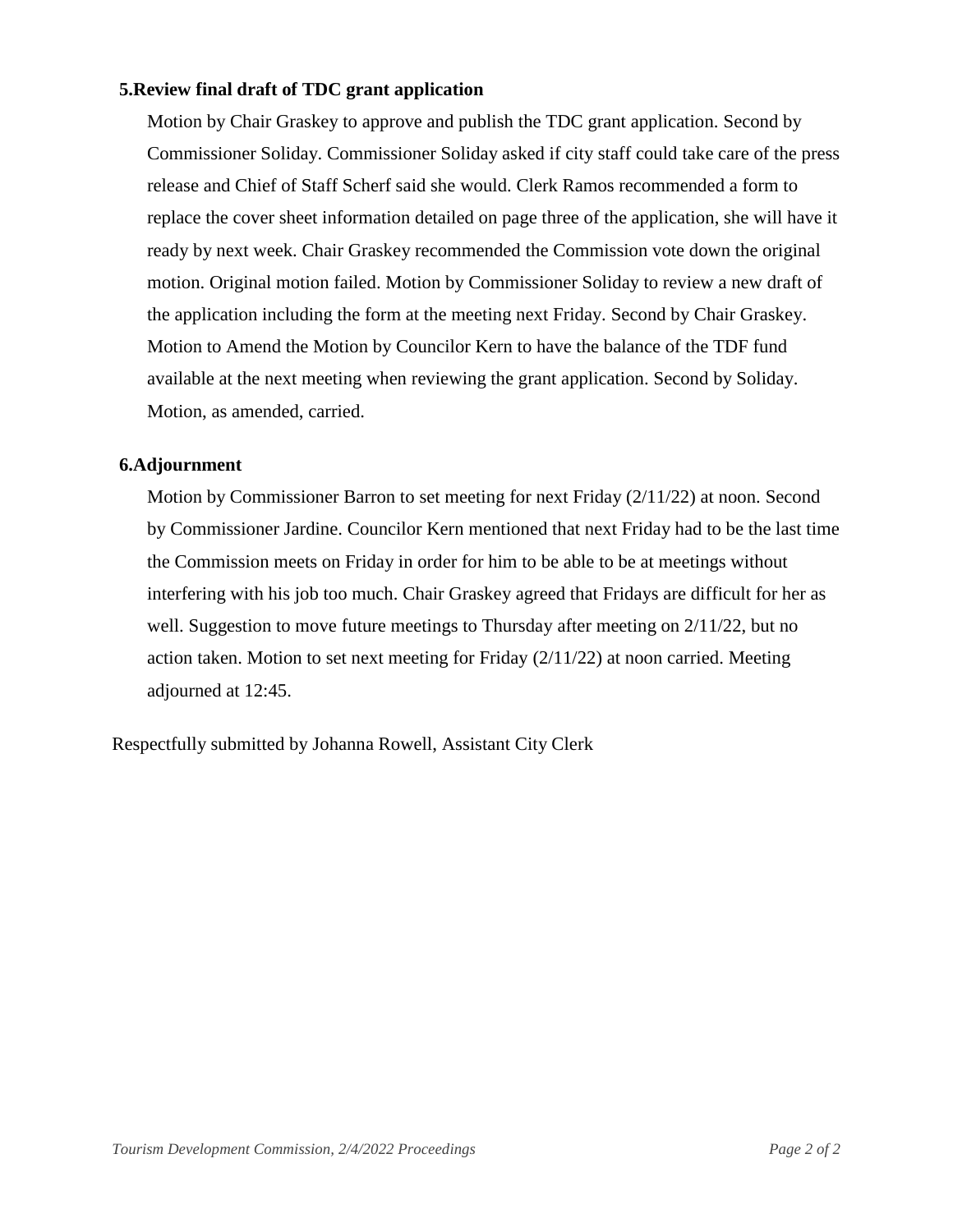**5.Review final draft of TDC grant application**

Motion by Chair Graskey to approve and publish the TDC grant application. Second by Commissioner Soliday. Commissioner Soliday asked if city staff could take care of the press release and Chief of Staff Scherf said she would. Clerk Ramos recommended a form to replace the cover sheet information detailed on page three of the application, she will have it ready by next week. Chair Graskey recommended the Commission vote down the original motion. Original motion failed. Motion by Commissioner Soliday to review a new draft of the application including the form at the meeting next Friday. Second by Chair Graskey. Motion to Amend the Motion by Councilor Kern to have the balance of the TDF fund available at the next meeting when reviewing the grant application. Second by Soliday. Motion, as amended, carried.

**6.Adjournment**

Motion by Commissioner Barron to set meeting for next Friday (2/11/22) at noon. Second by Commissioner Jardine. Councilor Kern mentioned that next Friday had to be the last time the Commission meets on Friday in order for him to be able to be at meetings without interfering with his job too much. Chair Graskey agreed that Fridays are difficult for her as well. Suggestion to move future meetings to Thursday after meeting on 2/11/22, but no action taken. Motion to set next meeting for Friday (2/11/22) at noon carried. Meeting adjourned at 12:45.

Respectfully submitted by Johanna Rowell, Assistant City Clerk